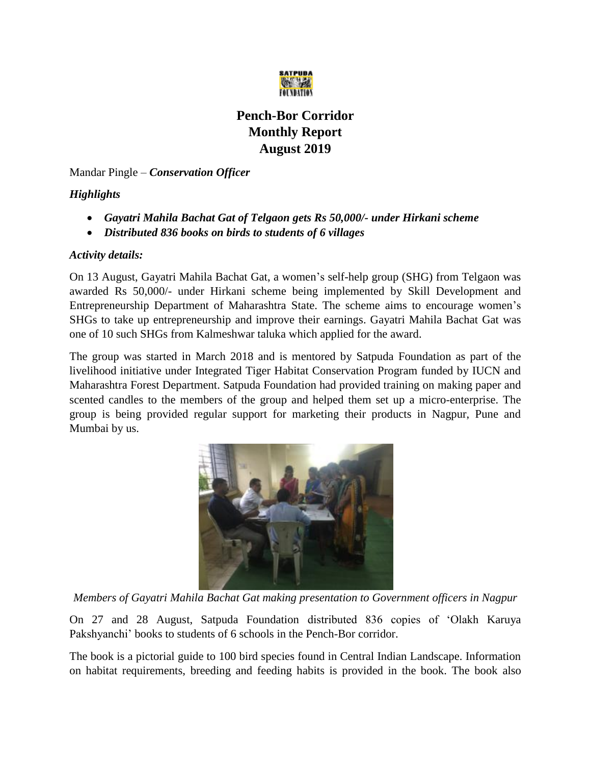# Pench-Bor Corridor
## Monthly Report
## August 2019

Mandar Pingle – ***Conservation Officer***

***Highlights***

- ***Gayatri Mahila Bachat Gat of Telgaon gets Rs 50,000/- under Hirkani scheme***
- ***Distributed 836 books on birds to students of 6 villages***

***Activity details:***

On 13 August, Gayatri Mahila Bachat Gat, a women's self-help group (SHG) from Telgaon was awarded Rs 50,000/- under Hirkani scheme being implemented by Skill Development and Entrepreneurship Department of Maharashtra State. The scheme aims to encourage women's SHGs to take up entrepreneurship and improve their earnings. Gayatri Mahila Bachat Gat was one of 10 such SHGs from Kalmeshwar taluka which applied for the award.

The group was started in March 2018 and is mentored by Satpuda Foundation as part of the livelihood initiative under Integrated Tiger Habitat Conservation Program funded by IUCN and Maharashtra Forest Department. Satpuda Foundation had provided training on making paper and scented candles to the members of the group and helped them set up a micro-enterprise. The group is being provided regular support for marketing their products in Nagpur, Pune and Mumbai by us.

*Members of Gayatri Mahila Bachat Gat making presentation to Government officers in Nagpur*

On 27 and 28 August, Satpuda Foundation distributed 836 copies of 'Olakh Karuya Pakshyanchi' books to students of 6 schools in the Pench-Bor corridor.

The book is a pictorial guide to 100 bird species found in Central Indian Landscape. Information on habitat requirements, breeding and feeding habits is provided in the book. The book also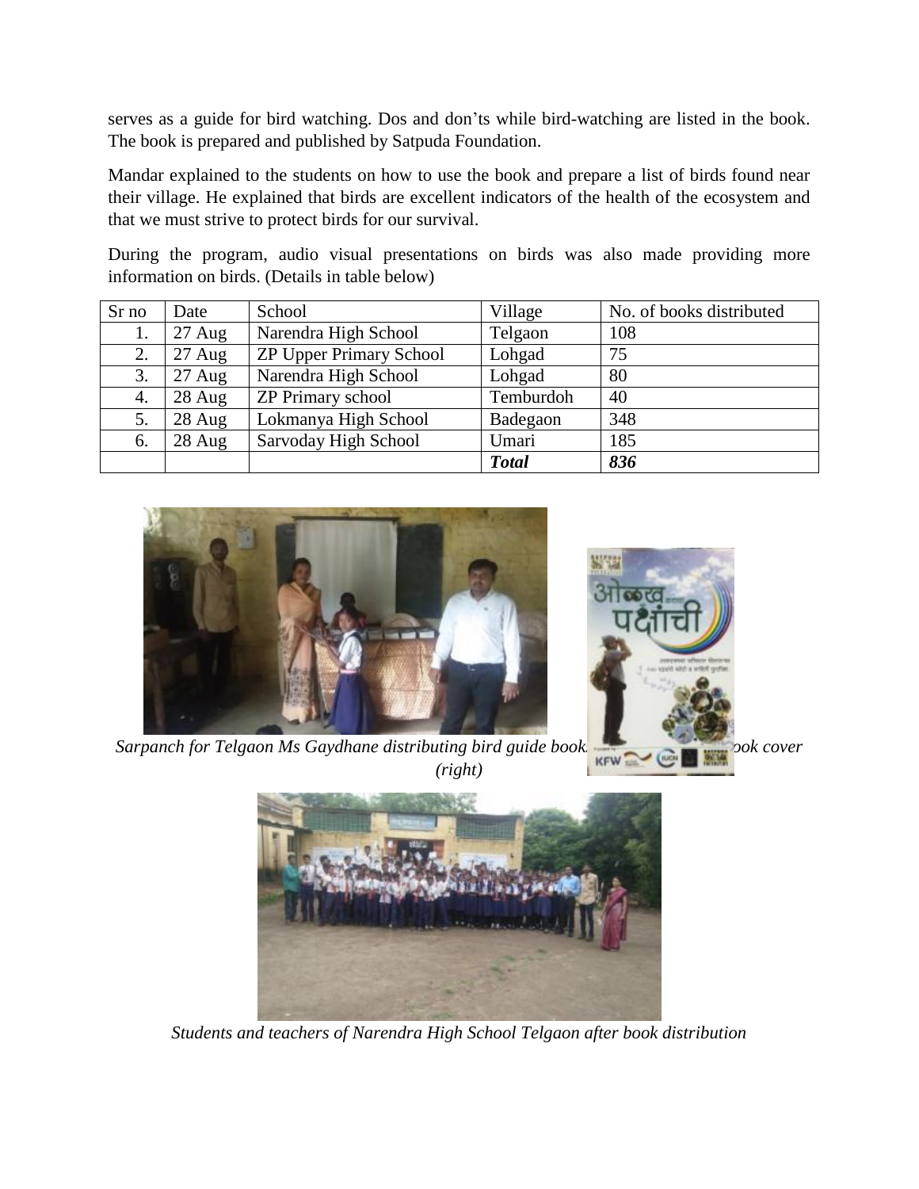serves as a guide for bird watching. Dos and don'ts while bird-watching are listed in the book. The book is prepared and published by Satpuda Foundation.

Mandar explained to the students on how to use the book and prepare a list of birds found near their village. He explained that birds are excellent indicators of the health of the ecosystem and that we must strive to protect birds for our survival.

During the program, audio visual presentations on birds was also made providing more information on birds. (Details in table below)

| Sr no | Date | School | Village | No. of books distributed |
|---|---|---|---|---|
| 1. | 27 Aug | Narendra High School | Telgaon | 108 |
| 2. | 27 Aug | ZP Upper Primary School | Lohgad | 75 |
| 3. | 27 Aug | Narendra High School | Lohgad | 80 |
| 4. | 28 Aug | ZP Primary school | Temburdoh | 40 |
| 5. | 28 Aug | Lokmanya High School | Badegaon | 348 |
| 6. | 28 Aug | Sarvoday High School | Umari | 185 |
| | | | ***Total*** | ***836*** |

*Sarpanch for Telgaon Ms Gaydhane distributing bird guide book... ook cover (right)*

*Students and teachers of Narendra High School Telgaon after book distribution*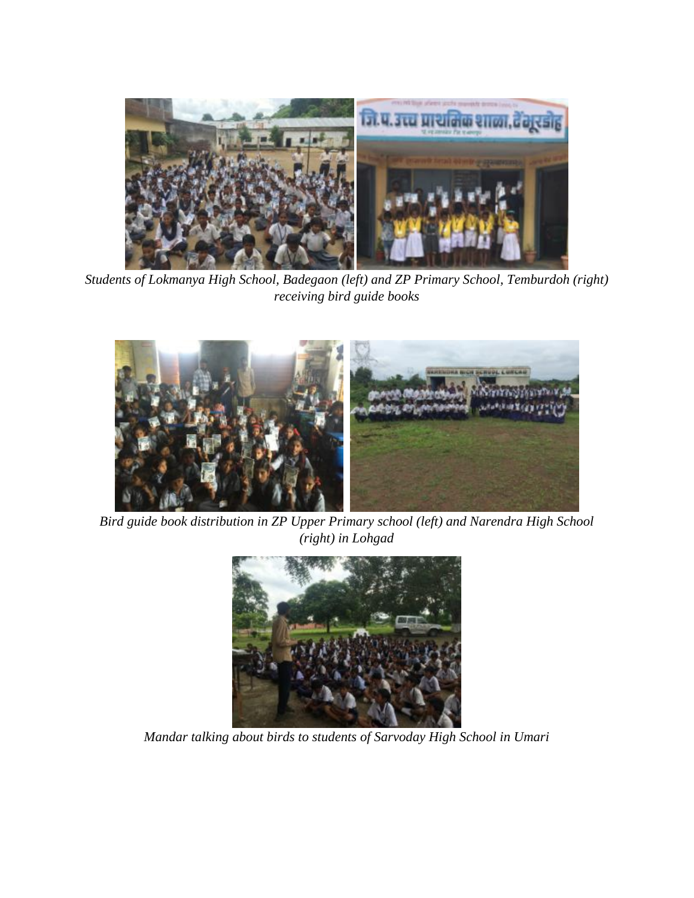*Students of Lokmanya High School, Badegaon (left) and ZP Primary School, Temburdoh (right) receiving bird guide books*

*Bird guide book distribution in ZP Upper Primary school (left) and Narendra High School (right) in Lohgad*

*Mandar talking about birds to students of Sarvoday High School in Umari*